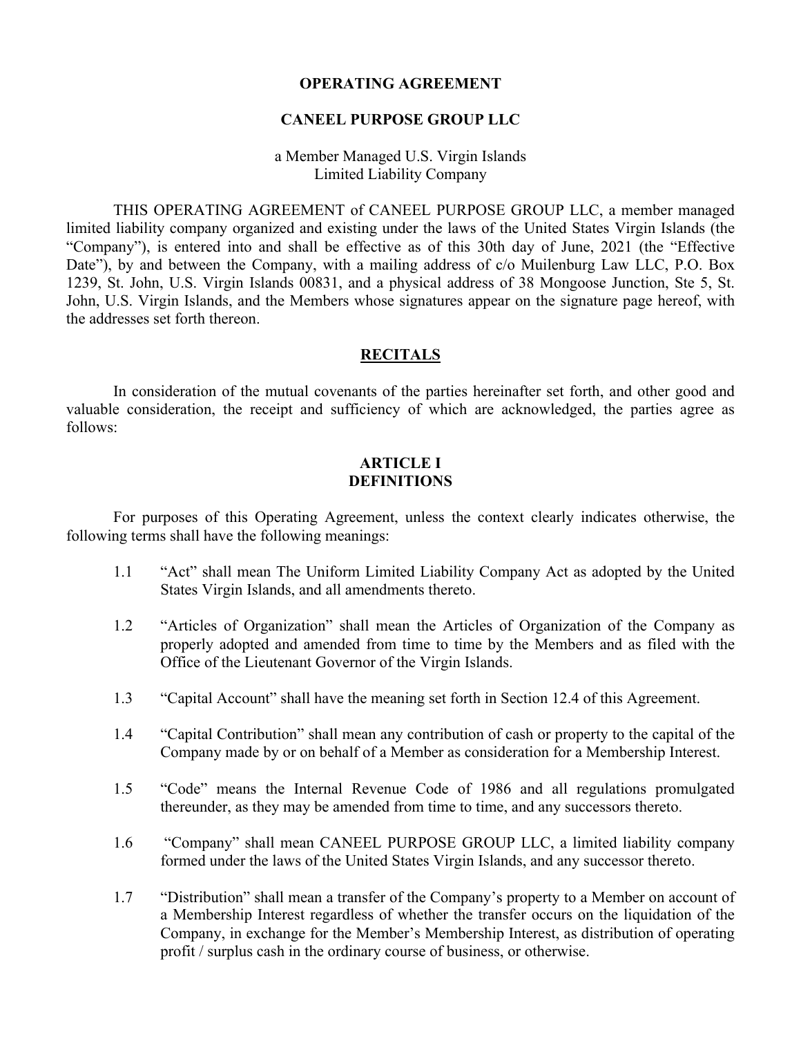**OPERATING AGREEMENT**

**CANEEL PURPOSE GROUP LLC**

a Member Managed U.S. Virgin Islands
Limited Liability Company

THIS OPERATING AGREEMENT of CANEEL PURPOSE GROUP LLC, a member managed limited liability company organized and existing under the laws of the United States Virgin Islands (the "Company"), is entered into and shall be effective as of this 30th day of June, 2021 (the "Effective Date"), by and between the Company, with a mailing address of c/o Muilenburg Law LLC, P.O. Box 1239, St. John, U.S. Virgin Islands 00831, and a physical address of 38 Mongoose Junction, Ste 5, St. John, U.S. Virgin Islands, and the Members whose signatures appear on the signature page hereof, with the addresses set forth thereon.

**RECITALS**

In consideration of the mutual covenants of the parties hereinafter set forth, and other good and valuable consideration, the receipt and sufficiency of which are acknowledged, the parties agree as follows:

**ARTICLE I**
**DEFINITIONS**

For purposes of this Operating Agreement, unless the context clearly indicates otherwise, the following terms shall have the following meanings:

1.1 "Act" shall mean The Uniform Limited Liability Company Act as adopted by the United States Virgin Islands, and all amendments thereto.

1.2 "Articles of Organization" shall mean the Articles of Organization of the Company as properly adopted and amended from time to time by the Members and as filed with the Office of the Lieutenant Governor of the Virgin Islands.

1.3 "Capital Account" shall have the meaning set forth in Section 12.4 of this Agreement.

1.4 "Capital Contribution" shall mean any contribution of cash or property to the capital of the Company made by or on behalf of a Member as consideration for a Membership Interest.

1.5 "Code" means the Internal Revenue Code of 1986 and all regulations promulgated thereunder, as they may be amended from time to time, and any successors thereto.

1.6 "Company" shall mean CANEEL PURPOSE GROUP LLC, a limited liability company formed under the laws of the United States Virgin Islands, and any successor thereto.

1.7 "Distribution" shall mean a transfer of the Company's property to a Member on account of a Membership Interest regardless of whether the transfer occurs on the liquidation of the Company, in exchange for the Member's Membership Interest, as distribution of operating profit / surplus cash in the ordinary course of business, or otherwise.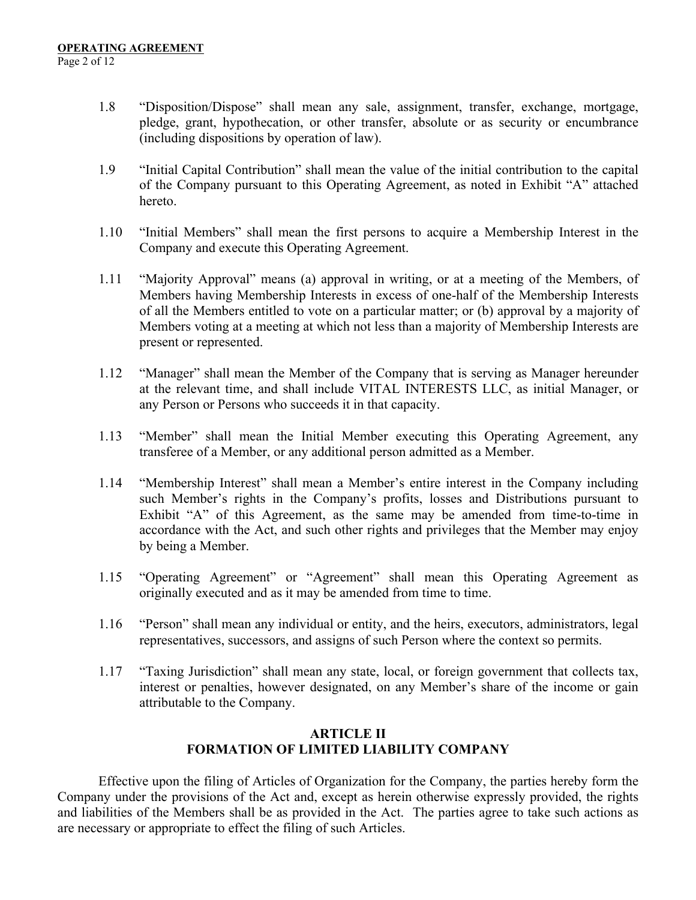1.8 "Disposition/Dispose" shall mean any sale, assignment, transfer, exchange, mortgage, pledge, grant, hypothecation, or other transfer, absolute or as security or encumbrance (including dispositions by operation of law).

1.9 "Initial Capital Contribution" shall mean the value of the initial contribution to the capital of the Company pursuant to this Operating Agreement, as noted in Exhibit "A" attached hereto.

1.10 "Initial Members" shall mean the first persons to acquire a Membership Interest in the Company and execute this Operating Agreement.

1.11 "Majority Approval" means (a) approval in writing, or at a meeting of the Members, of Members having Membership Interests in excess of one-half of the Membership Interests of all the Members entitled to vote on a particular matter; or (b) approval by a majority of Members voting at a meeting at which not less than a majority of Membership Interests are present or represented.

1.12 "Manager" shall mean the Member of the Company that is serving as Manager hereunder at the relevant time, and shall include VITAL INTERESTS LLC, as initial Manager, or any Person or Persons who succeeds it in that capacity.

1.13 "Member" shall mean the Initial Member executing this Operating Agreement, any transferee of a Member, or any additional person admitted as a Member.

1.14 "Membership Interest" shall mean a Member's entire interest in the Company including such Member's rights in the Company's profits, losses and Distributions pursuant to Exhibit "A" of this Agreement, as the same may be amended from time-to-time in accordance with the Act, and such other rights and privileges that the Member may enjoy by being a Member.

1.15 "Operating Agreement" or "Agreement" shall mean this Operating Agreement as originally executed and as it may be amended from time to time.

1.16 "Person" shall mean any individual or entity, and the heirs, executors, administrators, legal representatives, successors, and assigns of such Person where the context so permits.

1.17 "Taxing Jurisdiction" shall mean any state, local, or foreign government that collects tax, interest or penalties, however designated, on any Member's share of the income or gain attributable to the Company.

## ARTICLE II
## FORMATION OF LIMITED LIABILITY COMPANY

Effective upon the filing of Articles of Organization for the Company, the parties hereby form the Company under the provisions of the Act and, except as herein otherwise expressly provided, the rights and liabilities of the Members shall be as provided in the Act. The parties agree to take such actions as are necessary or appropriate to effect the filing of such Articles.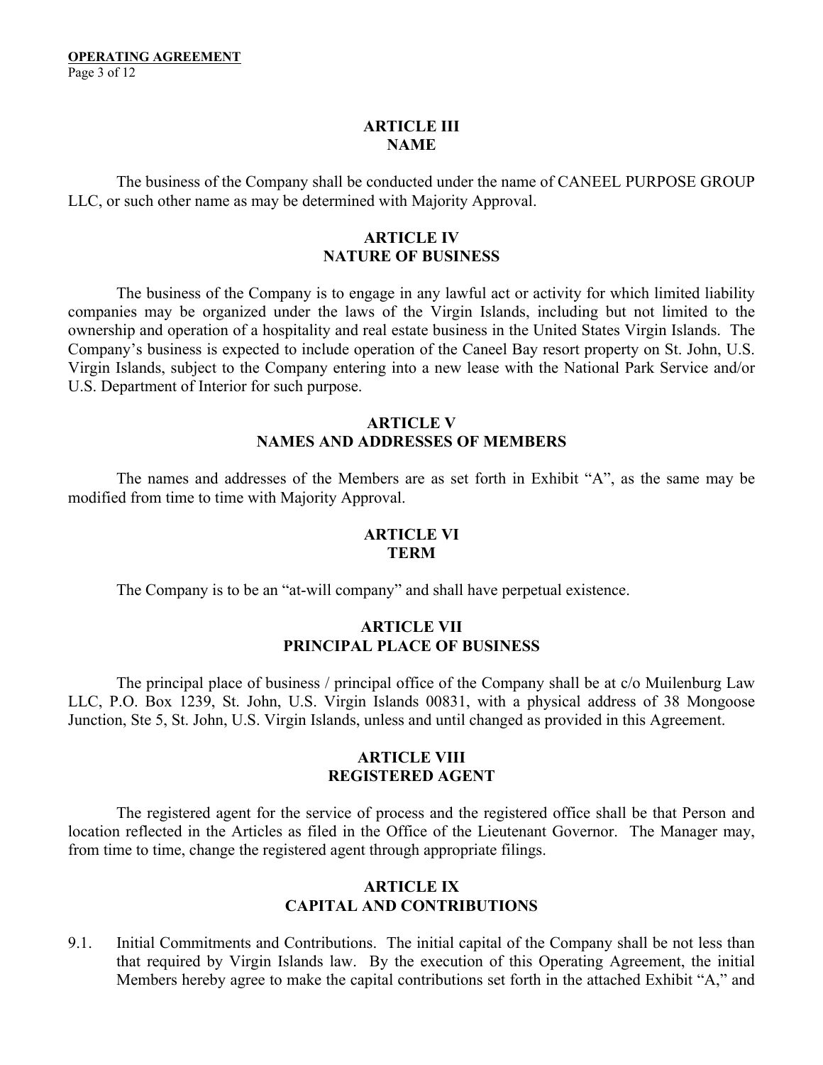## ARTICLE III
## NAME

The business of the Company shall be conducted under the name of CANEEL PURPOSE GROUP LLC, or such other name as may be determined with Majority Approval.

## ARTICLE IV
## NATURE OF BUSINESS

The business of the Company is to engage in any lawful act or activity for which limited liability companies may be organized under the laws of the Virgin Islands, including but not limited to the ownership and operation of a hospitality and real estate business in the United States Virgin Islands. The Company's business is expected to include operation of the Caneel Bay resort property on St. John, U.S. Virgin Islands, subject to the Company entering into a new lease with the National Park Service and/or U.S. Department of Interior for such purpose.

## ARTICLE V
## NAMES AND ADDRESSES OF MEMBERS

The names and addresses of the Members are as set forth in Exhibit "A", as the same may be modified from time to time with Majority Approval.

## ARTICLE VI
## TERM

The Company is to be an "at-will company" and shall have perpetual existence.

## ARTICLE VII
## PRINCIPAL PLACE OF BUSINESS

The principal place of business / principal office of the Company shall be at c/o Muilenburg Law LLC, P.O. Box 1239, St. John, U.S. Virgin Islands 00831, with a physical address of 38 Mongoose Junction, Ste 5, St. John, U.S. Virgin Islands, unless and until changed as provided in this Agreement.

## ARTICLE VIII
## REGISTERED AGENT

The registered agent for the service of process and the registered office shall be that Person and location reflected in the Articles as filed in the Office of the Lieutenant Governor. The Manager may, from time to time, change the registered agent through appropriate filings.

## ARTICLE IX
## CAPITAL AND CONTRIBUTIONS

9.1. Initial Commitments and Contributions. The initial capital of the Company shall be not less than that required by Virgin Islands law. By the execution of this Operating Agreement, the initial Members hereby agree to make the capital contributions set forth in the attached Exhibit "A," and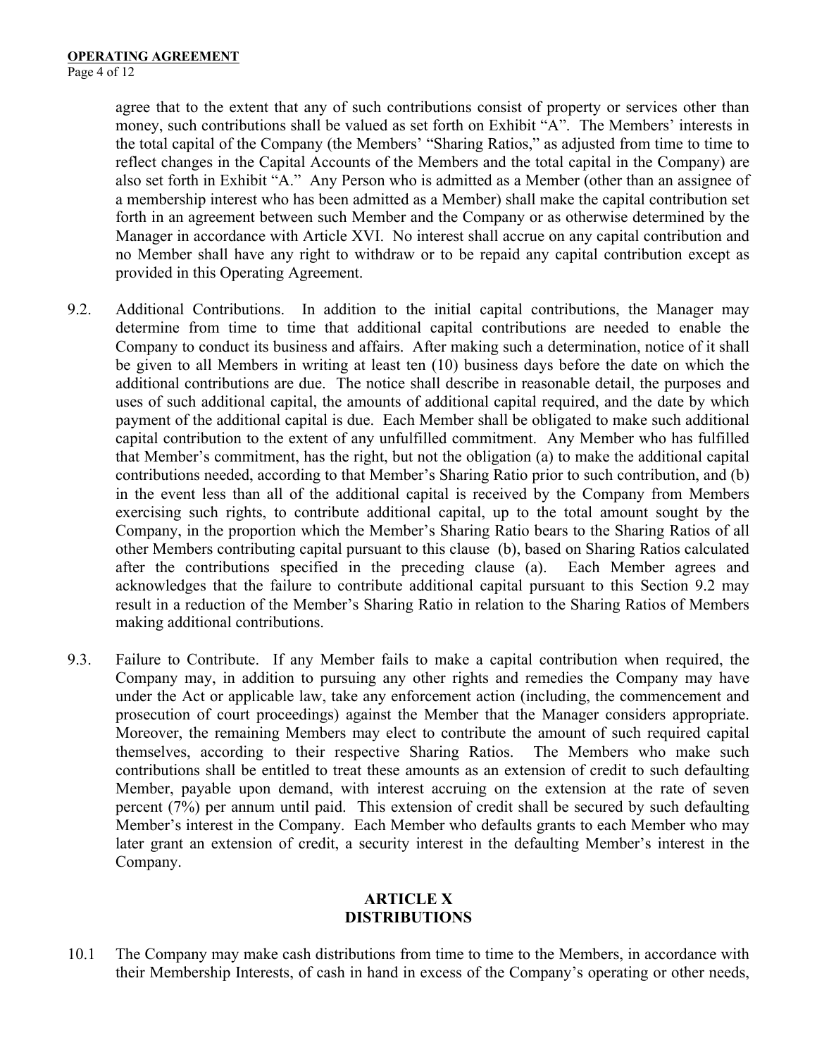agree that to the extent that any of such contributions consist of property or services other than money, such contributions shall be valued as set forth on Exhibit "A". The Members' interests in the total capital of the Company (the Members' "Sharing Ratios," as adjusted from time to time to reflect changes in the Capital Accounts of the Members and the total capital in the Company) are also set forth in Exhibit "A." Any Person who is admitted as a Member (other than an assignee of a membership interest who has been admitted as a Member) shall make the capital contribution set forth in an agreement between such Member and the Company or as otherwise determined by the Manager in accordance with Article XVI. No interest shall accrue on any capital contribution and no Member shall have any right to withdraw or to be repaid any capital contribution except as provided in this Operating Agreement.

9.2. Additional Contributions. In addition to the initial capital contributions, the Manager may determine from time to time that additional capital contributions are needed to enable the Company to conduct its business and affairs. After making such a determination, notice of it shall be given to all Members in writing at least ten (10) business days before the date on which the additional contributions are due. The notice shall describe in reasonable detail, the purposes and uses of such additional capital, the amounts of additional capital required, and the date by which payment of the additional capital is due. Each Member shall be obligated to make such additional capital contribution to the extent of any unfulfilled commitment. Any Member who has fulfilled that Member's commitment, has the right, but not the obligation (a) to make the additional capital contributions needed, according to that Member's Sharing Ratio prior to such contribution, and (b) in the event less than all of the additional capital is received by the Company from Members exercising such rights, to contribute additional capital, up to the total amount sought by the Company, in the proportion which the Member's Sharing Ratio bears to the Sharing Ratios of all other Members contributing capital pursuant to this clause (b), based on Sharing Ratios calculated after the contributions specified in the preceding clause (a). Each Member agrees and acknowledges that the failure to contribute additional capital pursuant to this Section 9.2 may result in a reduction of the Member's Sharing Ratio in relation to the Sharing Ratios of Members making additional contributions.

9.3. Failure to Contribute. If any Member fails to make a capital contribution when required, the Company may, in addition to pursuing any other rights and remedies the Company may have under the Act or applicable law, take any enforcement action (including, the commencement and prosecution of court proceedings) against the Member that the Manager considers appropriate. Moreover, the remaining Members may elect to contribute the amount of such required capital themselves, according to their respective Sharing Ratios. The Members who make such contributions shall be entitled to treat these amounts as an extension of credit to such defaulting Member, payable upon demand, with interest accruing on the extension at the rate of seven percent (7%) per annum until paid. This extension of credit shall be secured by such defaulting Member's interest in the Company. Each Member who defaults grants to each Member who may later grant an extension of credit, a security interest in the defaulting Member's interest in the Company.

## ARTICLE X
## DISTRIBUTIONS

10.1 The Company may make cash distributions from time to time to the Members, in accordance with their Membership Interests, of cash in hand in excess of the Company's operating or other needs,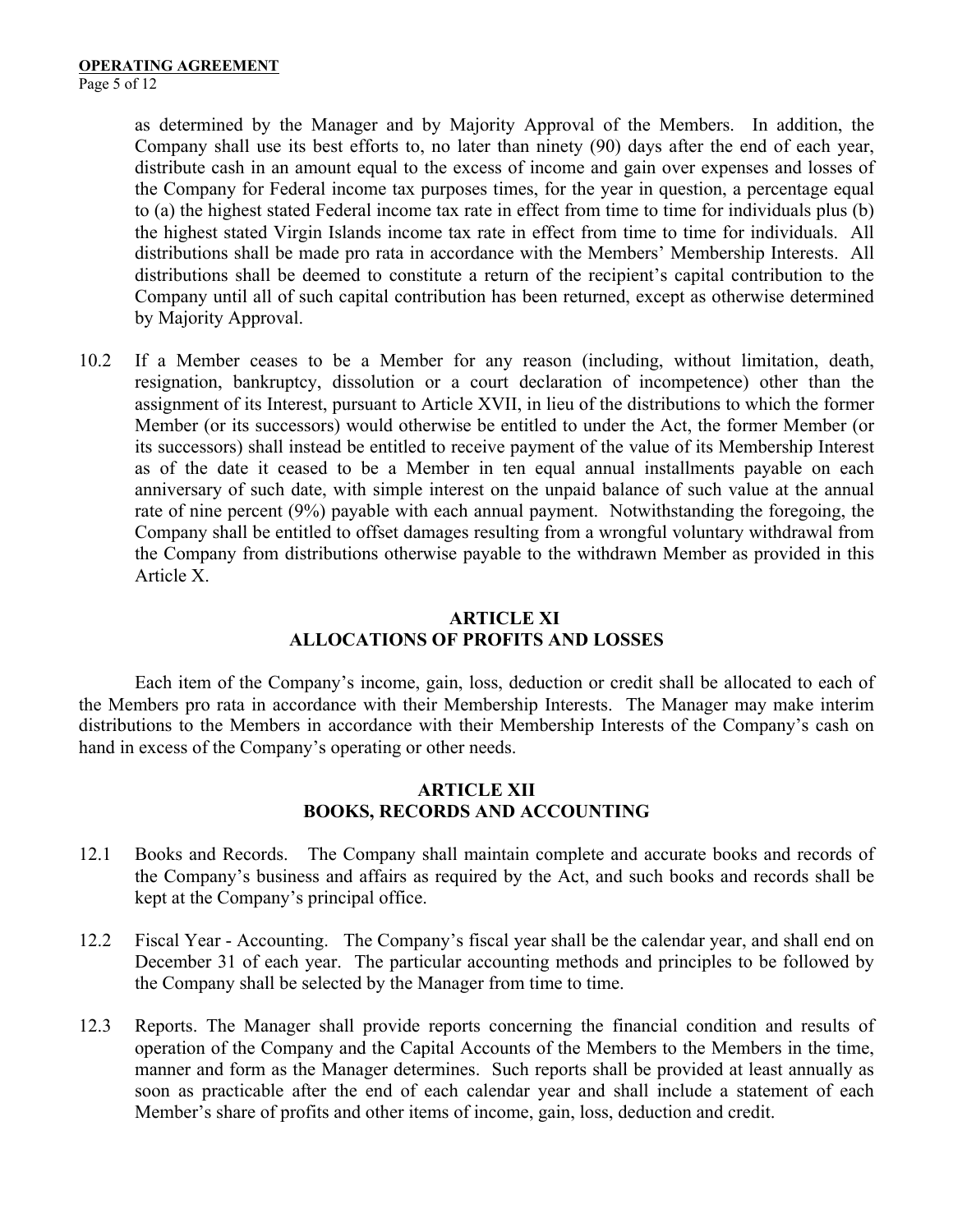as determined by the Manager and by Majority Approval of the Members. In addition, the Company shall use its best efforts to, no later than ninety (90) days after the end of each year, distribute cash in an amount equal to the excess of income and gain over expenses and losses of the Company for Federal income tax purposes times, for the year in question, a percentage equal to (a) the highest stated Federal income tax rate in effect from time to time for individuals plus (b) the highest stated Virgin Islands income tax rate in effect from time to time for individuals. All distributions shall be made pro rata in accordance with the Members' Membership Interests. All distributions shall be deemed to constitute a return of the recipient's capital contribution to the Company until all of such capital contribution has been returned, except as otherwise determined by Majority Approval.

10.2 If a Member ceases to be a Member for any reason (including, without limitation, death, resignation, bankruptcy, dissolution or a court declaration of incompetence) other than the assignment of its Interest, pursuant to Article XVII, in lieu of the distributions to which the former Member (or its successors) would otherwise be entitled to under the Act, the former Member (or its successors) shall instead be entitled to receive payment of the value of its Membership Interest as of the date it ceased to be a Member in ten equal annual installments payable on each anniversary of such date, with simple interest on the unpaid balance of such value at the annual rate of nine percent (9%) payable with each annual payment. Notwithstanding the foregoing, the Company shall be entitled to offset damages resulting from a wrongful voluntary withdrawal from the Company from distributions otherwise payable to the withdrawn Member as provided in this Article X.

## ARTICLE XI
## ALLOCATIONS OF PROFITS AND LOSSES

Each item of the Company's income, gain, loss, deduction or credit shall be allocated to each of the Members pro rata in accordance with their Membership Interests. The Manager may make interim distributions to the Members in accordance with their Membership Interests of the Company's cash on hand in excess of the Company's operating or other needs.

## ARTICLE XII
## BOOKS, RECORDS AND ACCOUNTING

12.1 Books and Records. The Company shall maintain complete and accurate books and records of the Company's business and affairs as required by the Act, and such books and records shall be kept at the Company's principal office.

12.2 Fiscal Year - Accounting. The Company's fiscal year shall be the calendar year, and shall end on December 31 of each year. The particular accounting methods and principles to be followed by the Company shall be selected by the Manager from time to time.

12.3 Reports. The Manager shall provide reports concerning the financial condition and results of operation of the Company and the Capital Accounts of the Members to the Members in the time, manner and form as the Manager determines. Such reports shall be provided at least annually as soon as practicable after the end of each calendar year and shall include a statement of each Member's share of profits and other items of income, gain, loss, deduction and credit.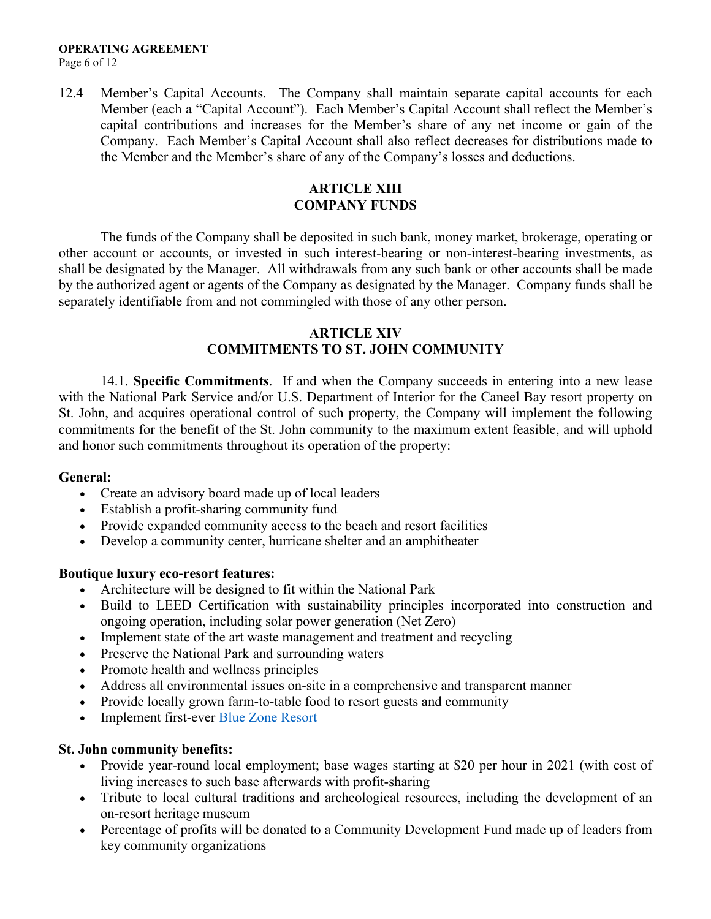12.4 Member's Capital Accounts. The Company shall maintain separate capital accounts for each Member (each a "Capital Account"). Each Member's Capital Account shall reflect the Member's capital contributions and increases for the Member's share of any net income or gain of the Company. Each Member's Capital Account shall also reflect decreases for distributions made to the Member and the Member's share of any of the Company's losses and deductions.

## ARTICLE XIII
## COMPANY FUNDS

The funds of the Company shall be deposited in such bank, money market, brokerage, operating or other account or accounts, or invested in such interest-bearing or non-interest-bearing investments, as shall be designated by the Manager. All withdrawals from any such bank or other accounts shall be made by the authorized agent or agents of the Company as designated by the Manager. Company funds shall be separately identifiable from and not commingled with those of any other person.

## ARTICLE XIV
## COMMITMENTS TO ST. JOHN COMMUNITY

14.1. **Specific Commitments**. If and when the Company succeeds in entering into a new lease with the National Park Service and/or U.S. Department of Interior for the Caneel Bay resort property on St. John, and acquires operational control of such property, the Company will implement the following commitments for the benefit of the St. John community to the maximum extent feasible, and will uphold and honor such commitments throughout its operation of the property:

**General:**

- Create an advisory board made up of local leaders
- Establish a profit-sharing community fund
- Provide expanded community access to the beach and resort facilities
- Develop a community center, hurricane shelter and an amphitheater

**Boutique luxury eco-resort features:**

- Architecture will be designed to fit within the National Park
- Build to LEED Certification with sustainability principles incorporated into construction and ongoing operation, including solar power generation (Net Zero)
- Implement state of the art waste management and treatment and recycling
- Preserve the National Park and surrounding waters
- Promote health and wellness principles
- Address all environmental issues on-site in a comprehensive and transparent manner
- Provide locally grown farm-to-table food to resort guests and community
- Implement first-ever Blue Zone Resort

**St. John community benefits:**

- Provide year-round local employment; base wages starting at $20 per hour in 2021 (with cost of living increases to such base afterwards with profit-sharing
- Tribute to local cultural traditions and archeological resources, including the development of an on-resort heritage museum
- Percentage of profits will be donated to a Community Development Fund made up of leaders from key community organizations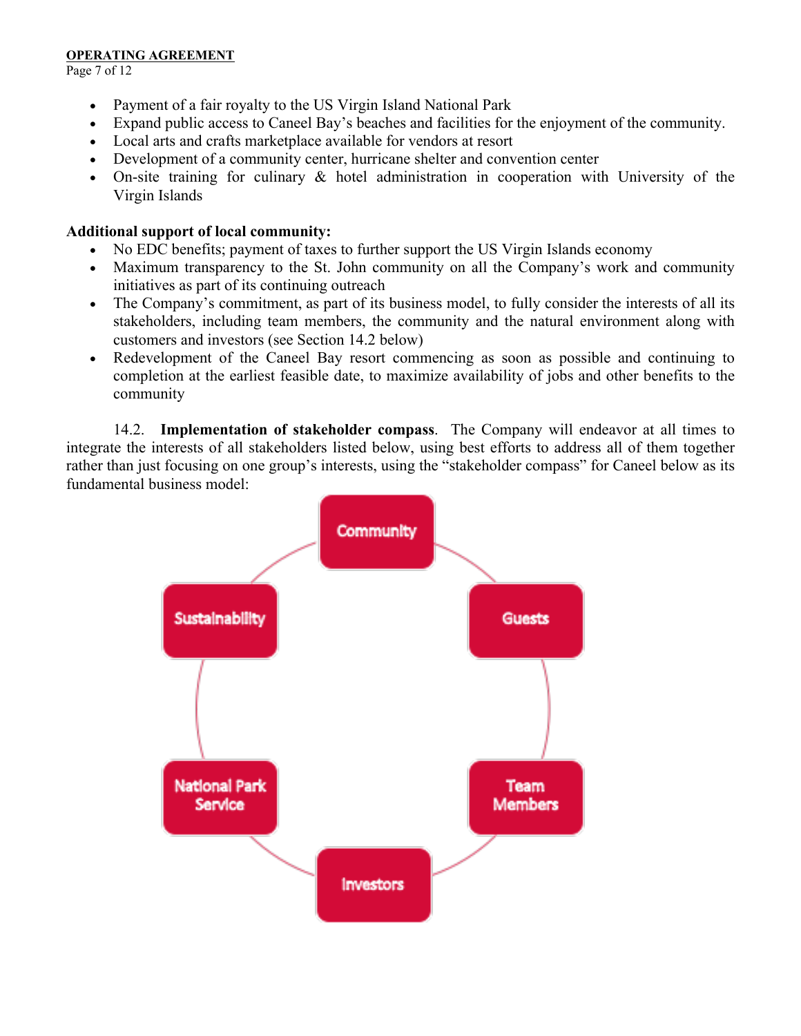- Payment of a fair royalty to the US Virgin Island National Park
- Expand public access to Caneel Bay's beaches and facilities for the enjoyment of the community.
- Local arts and crafts marketplace available for vendors at resort
- Development of a community center, hurricane shelter and convention center
- On-site training for culinary & hotel administration in cooperation with University of the Virgin Islands

**Additional support of local community:**

- No EDC benefits; payment of taxes to further support the US Virgin Islands economy
- Maximum transparency to the St. John community on all the Company's work and community initiatives as part of its continuing outreach
- The Company's commitment, as part of its business model, to fully consider the interests of all its stakeholders, including team members, the community and the natural environment along with customers and investors (see Section 14.2 below)
- Redevelopment of the Caneel Bay resort commencing as soon as possible and continuing to completion at the earliest feasible date, to maximize availability of jobs and other benefits to the community

14.2. **Implementation of stakeholder compass**. The Company will endeavor at all times to integrate the interests of all stakeholders listed below, using best efforts to address all of them together rather than just focusing on one group's interests, using the "stakeholder compass" for Caneel below as its fundamental business model:

Community

Guests

Team Members

Investors

National Park Service

Sustainability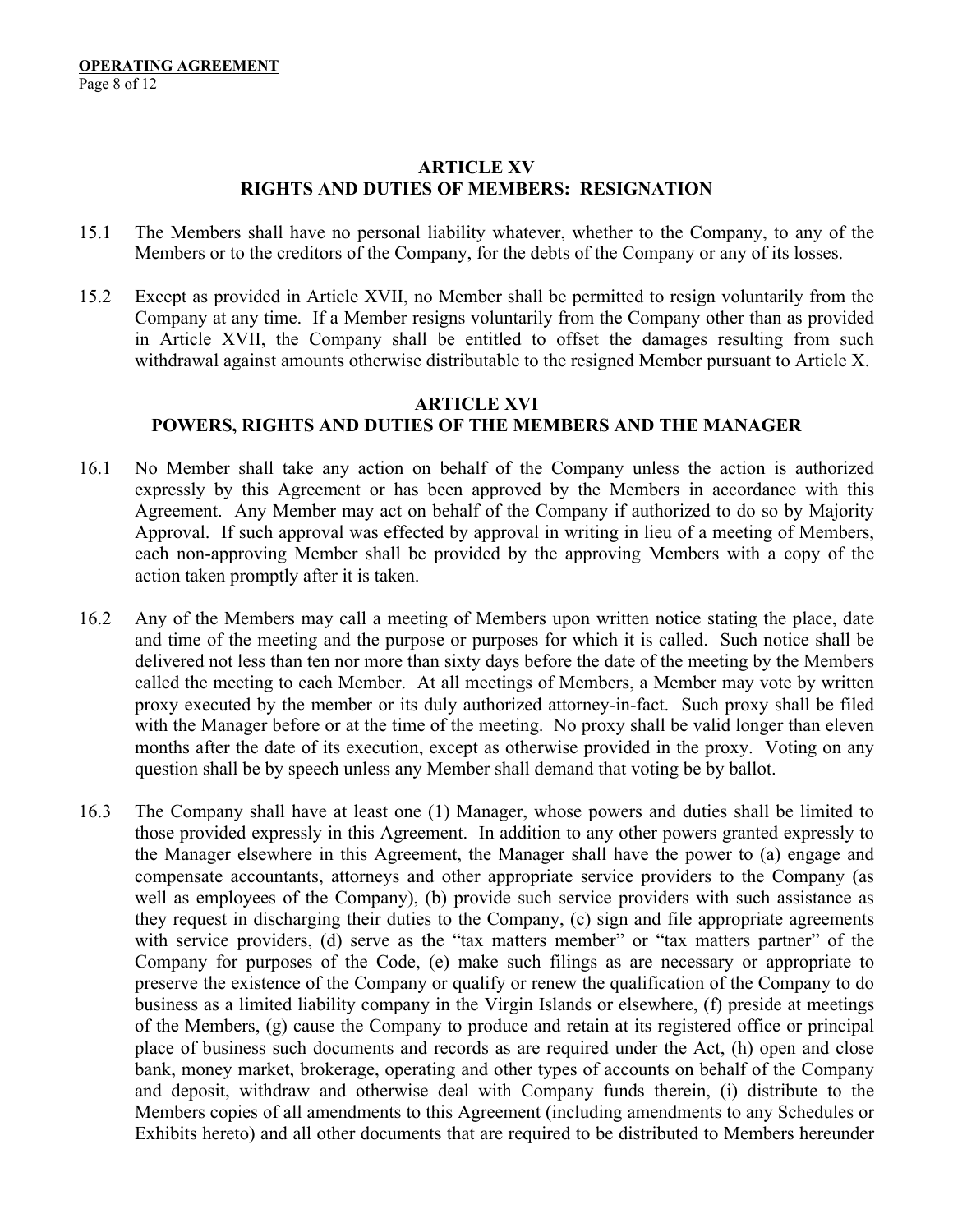## ARTICLE XV
## RIGHTS AND DUTIES OF MEMBERS: RESIGNATION

15.1 The Members shall have no personal liability whatever, whether to the Company, to any of the Members or to the creditors of the Company, for the debts of the Company or any of its losses.

15.2 Except as provided in Article XVII, no Member shall be permitted to resign voluntarily from the Company at any time. If a Member resigns voluntarily from the Company other than as provided in Article XVII, the Company shall be entitled to offset the damages resulting from such withdrawal against amounts otherwise distributable to the resigned Member pursuant to Article X.

## ARTICLE XVI
## POWERS, RIGHTS AND DUTIES OF THE MEMBERS AND THE MANAGER

16.1 No Member shall take any action on behalf of the Company unless the action is authorized expressly by this Agreement or has been approved by the Members in accordance with this Agreement. Any Member may act on behalf of the Company if authorized to do so by Majority Approval. If such approval was effected by approval in writing in lieu of a meeting of Members, each non-approving Member shall be provided by the approving Members with a copy of the action taken promptly after it is taken.

16.2 Any of the Members may call a meeting of Members upon written notice stating the place, date and time of the meeting and the purpose or purposes for which it is called. Such notice shall be delivered not less than ten nor more than sixty days before the date of the meeting by the Members called the meeting to each Member. At all meetings of Members, a Member may vote by written proxy executed by the member or its duly authorized attorney-in-fact. Such proxy shall be filed with the Manager before or at the time of the meeting. No proxy shall be valid longer than eleven months after the date of its execution, except as otherwise provided in the proxy. Voting on any question shall be by speech unless any Member shall demand that voting be by ballot.

16.3 The Company shall have at least one (1) Manager, whose powers and duties shall be limited to those provided expressly in this Agreement. In addition to any other powers granted expressly to the Manager elsewhere in this Agreement, the Manager shall have the power to (a) engage and compensate accountants, attorneys and other appropriate service providers to the Company (as well as employees of the Company), (b) provide such service providers with such assistance as they request in discharging their duties to the Company, (c) sign and file appropriate agreements with service providers, (d) serve as the "tax matters member" or "tax matters partner" of the Company for purposes of the Code, (e) make such filings as are necessary or appropriate to preserve the existence of the Company or qualify or renew the qualification of the Company to do business as a limited liability company in the Virgin Islands or elsewhere, (f) preside at meetings of the Members, (g) cause the Company to produce and retain at its registered office or principal place of business such documents and records as are required under the Act, (h) open and close bank, money market, brokerage, operating and other types of accounts on behalf of the Company and deposit, withdraw and otherwise deal with Company funds therein, (i) distribute to the Members copies of all amendments to this Agreement (including amendments to any Schedules or Exhibits hereto) and all other documents that are required to be distributed to Members hereunder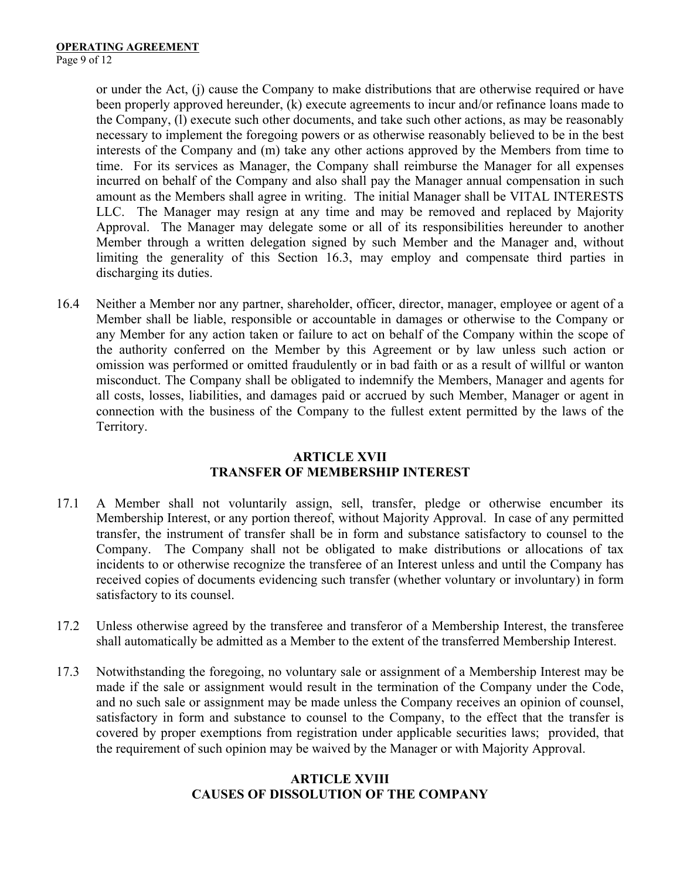or under the Act, (j) cause the Company to make distributions that are otherwise required or have been properly approved hereunder, (k) execute agreements to incur and/or refinance loans made to the Company, (l) execute such other documents, and take such other actions, as may be reasonably necessary to implement the foregoing powers or as otherwise reasonably believed to be in the best interests of the Company and (m) take any other actions approved by the Members from time to time. For its services as Manager, the Company shall reimburse the Manager for all expenses incurred on behalf of the Company and also shall pay the Manager annual compensation in such amount as the Members shall agree in writing. The initial Manager shall be VITAL INTERESTS LLC. The Manager may resign at any time and may be removed and replaced by Majority Approval. The Manager may delegate some or all of its responsibilities hereunder to another Member through a written delegation signed by such Member and the Manager and, without limiting the generality of this Section 16.3, may employ and compensate third parties in discharging its duties.

16.4 Neither a Member nor any partner, shareholder, officer, director, manager, employee or agent of a Member shall be liable, responsible or accountable in damages or otherwise to the Company or any Member for any action taken or failure to act on behalf of the Company within the scope of the authority conferred on the Member by this Agreement or by law unless such action or omission was performed or omitted fraudulently or in bad faith or as a result of willful or wanton misconduct. The Company shall be obligated to indemnify the Members, Manager and agents for all costs, losses, liabilities, and damages paid or accrued by such Member, Manager or agent in connection with the business of the Company to the fullest extent permitted by the laws of the Territory.

## ARTICLE XVII
## TRANSFER OF MEMBERSHIP INTEREST

17.1 A Member shall not voluntarily assign, sell, transfer, pledge or otherwise encumber its Membership Interest, or any portion thereof, without Majority Approval. In case of any permitted transfer, the instrument of transfer shall be in form and substance satisfactory to counsel to the Company. The Company shall not be obligated to make distributions or allocations of tax incidents to or otherwise recognize the transferee of an Interest unless and until the Company has received copies of documents evidencing such transfer (whether voluntary or involuntary) in form satisfactory to its counsel.

17.2 Unless otherwise agreed by the transferee and transferor of a Membership Interest, the transferee shall automatically be admitted as a Member to the extent of the transferred Membership Interest.

17.3 Notwithstanding the foregoing, no voluntary sale or assignment of a Membership Interest may be made if the sale or assignment would result in the termination of the Company under the Code, and no such sale or assignment may be made unless the Company receives an opinion of counsel, satisfactory in form and substance to counsel to the Company, to the effect that the transfer is covered by proper exemptions from registration under applicable securities laws; provided, that the requirement of such opinion may be waived by the Manager or with Majority Approval.

## ARTICLE XVIII
## CAUSES OF DISSOLUTION OF THE COMPANY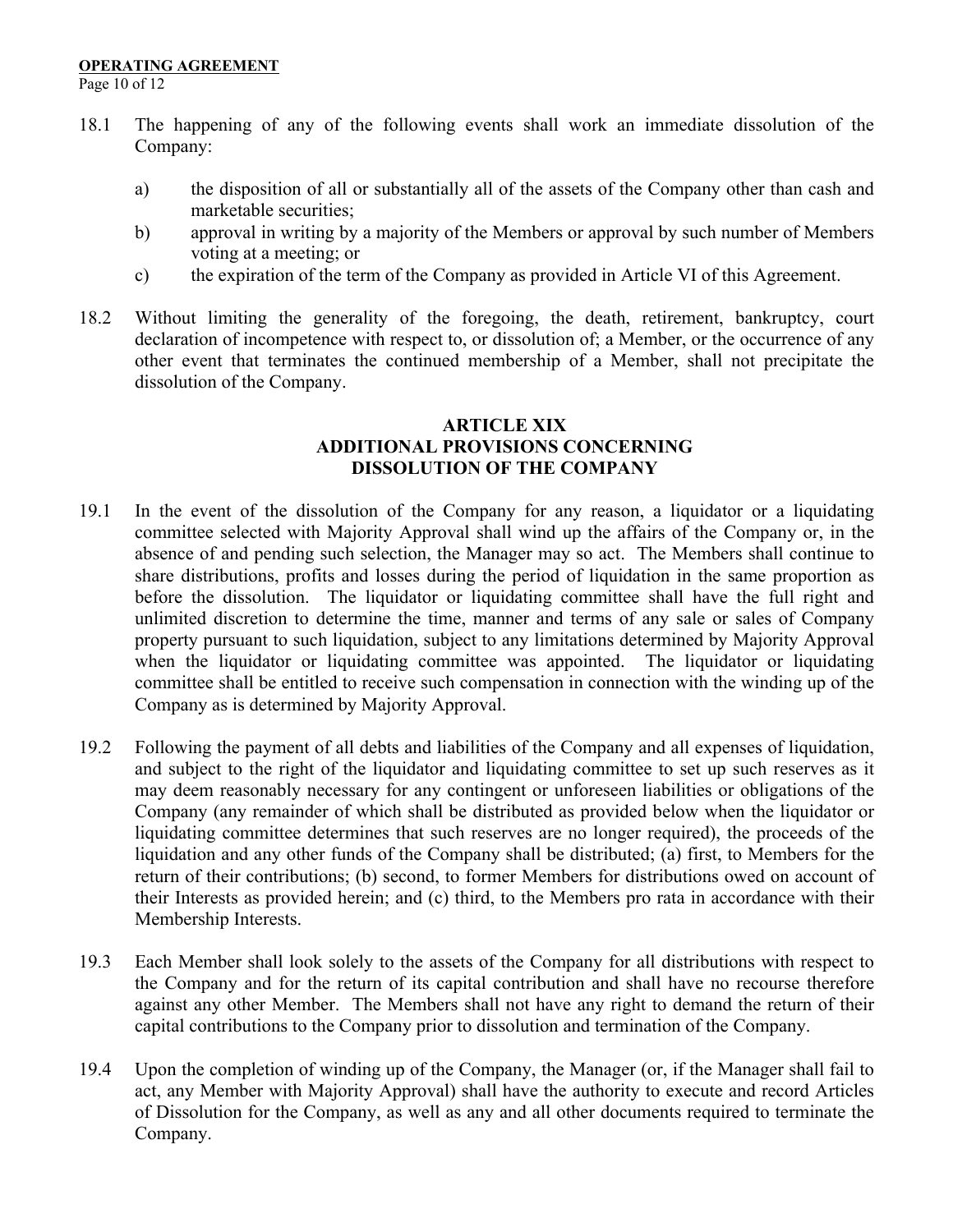18.1 The happening of any of the following events shall work an immediate dissolution of the Company:

a) the disposition of all or substantially all of the assets of the Company other than cash and marketable securities;
b) approval in writing by a majority of the Members or approval by such number of Members voting at a meeting; or
c) the expiration of the term of the Company as provided in Article VI of this Agreement.

18.2 Without limiting the generality of the foregoing, the death, retirement, bankruptcy, court declaration of incompetence with respect to, or dissolution of; a Member, or the occurrence of any other event that terminates the continued membership of a Member, shall not precipitate the dissolution of the Company.

## ARTICLE XIX
## ADDITIONAL PROVISIONS CONCERNING DISSOLUTION OF THE COMPANY

19.1 In the event of the dissolution of the Company for any reason, a liquidator or a liquidating committee selected with Majority Approval shall wind up the affairs of the Company or, in the absence of and pending such selection, the Manager may so act. The Members shall continue to share distributions, profits and losses during the period of liquidation in the same proportion as before the dissolution. The liquidator or liquidating committee shall have the full right and unlimited discretion to determine the time, manner and terms of any sale or sales of Company property pursuant to such liquidation, subject to any limitations determined by Majority Approval when the liquidator or liquidating committee was appointed. The liquidator or liquidating committee shall be entitled to receive such compensation in connection with the winding up of the Company as is determined by Majority Approval.

19.2 Following the payment of all debts and liabilities of the Company and all expenses of liquidation, and subject to the right of the liquidator and liquidating committee to set up such reserves as it may deem reasonably necessary for any contingent or unforeseen liabilities or obligations of the Company (any remainder of which shall be distributed as provided below when the liquidator or liquidating committee determines that such reserves are no longer required), the proceeds of the liquidation and any other funds of the Company shall be distributed; (a) first, to Members for the return of their contributions; (b) second, to former Members for distributions owed on account of their Interests as provided herein; and (c) third, to the Members pro rata in accordance with their Membership Interests.

19.3 Each Member shall look solely to the assets of the Company for all distributions with respect to the Company and for the return of its capital contribution and shall have no recourse therefore against any other Member. The Members shall not have any right to demand the return of their capital contributions to the Company prior to dissolution and termination of the Company.

19.4 Upon the completion of winding up of the Company, the Manager (or, if the Manager shall fail to act, any Member with Majority Approval) shall have the authority to execute and record Articles of Dissolution for the Company, as well as any and all other documents required to terminate the Company.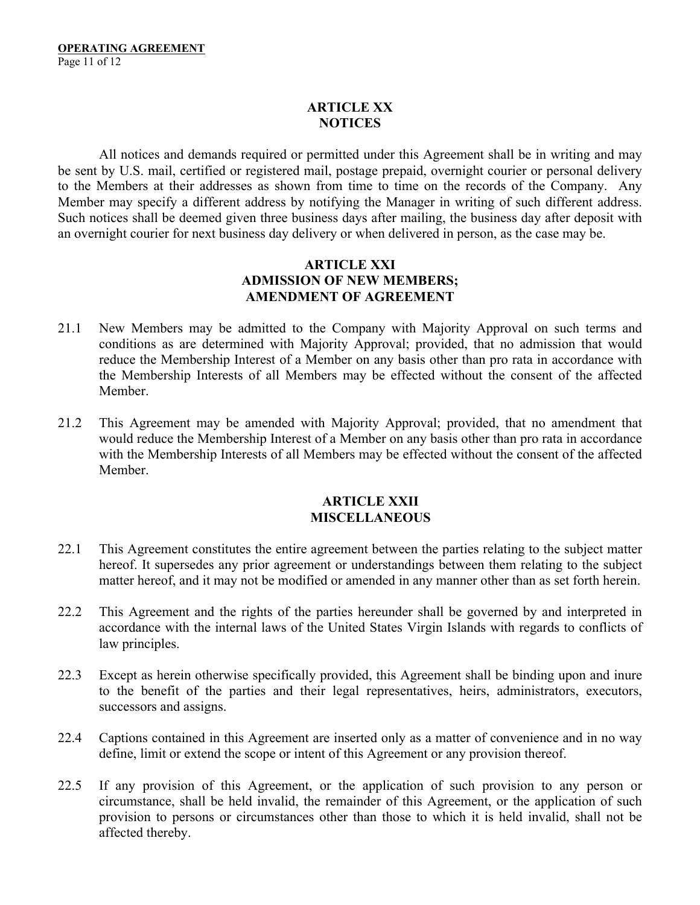## ARTICLE XX
## NOTICES

All notices and demands required or permitted under this Agreement shall be in writing and may be sent by U.S. mail, certified or registered mail, postage prepaid, overnight courier or personal delivery to the Members at their addresses as shown from time to time on the records of the Company. Any Member may specify a different address by notifying the Manager in writing of such different address. Such notices shall be deemed given three business days after mailing, the business day after deposit with an overnight courier for next business day delivery or when delivered in person, as the case may be.

## ARTICLE XXI
## ADMISSION OF NEW MEMBERS; AMENDMENT OF AGREEMENT

21.1 New Members may be admitted to the Company with Majority Approval on such terms and conditions as are determined with Majority Approval; provided, that no admission that would reduce the Membership Interest of a Member on any basis other than pro rata in accordance with the Membership Interests of all Members may be effected without the consent of the affected Member.

21.2 This Agreement may be amended with Majority Approval; provided, that no amendment that would reduce the Membership Interest of a Member on any basis other than pro rata in accordance with the Membership Interests of all Members may be effected without the consent of the affected Member.

## ARTICLE XXII
## MISCELLANEOUS

22.1 This Agreement constitutes the entire agreement between the parties relating to the subject matter hereof. It supersedes any prior agreement or understandings between them relating to the subject matter hereof, and it may not be modified or amended in any manner other than as set forth herein.

22.2 This Agreement and the rights of the parties hereunder shall be governed by and interpreted in accordance with the internal laws of the United States Virgin Islands with regards to conflicts of law principles.

22.3 Except as herein otherwise specifically provided, this Agreement shall be binding upon and inure to the benefit of the parties and their legal representatives, heirs, administrators, executors, successors and assigns.

22.4 Captions contained in this Agreement are inserted only as a matter of convenience and in no way define, limit or extend the scope or intent of this Agreement or any provision thereof.

22.5 If any provision of this Agreement, or the application of such provision to any person or circumstance, shall be held invalid, the remainder of this Agreement, or the application of such provision to persons or circumstances other than those to which it is held invalid, shall not be affected thereby.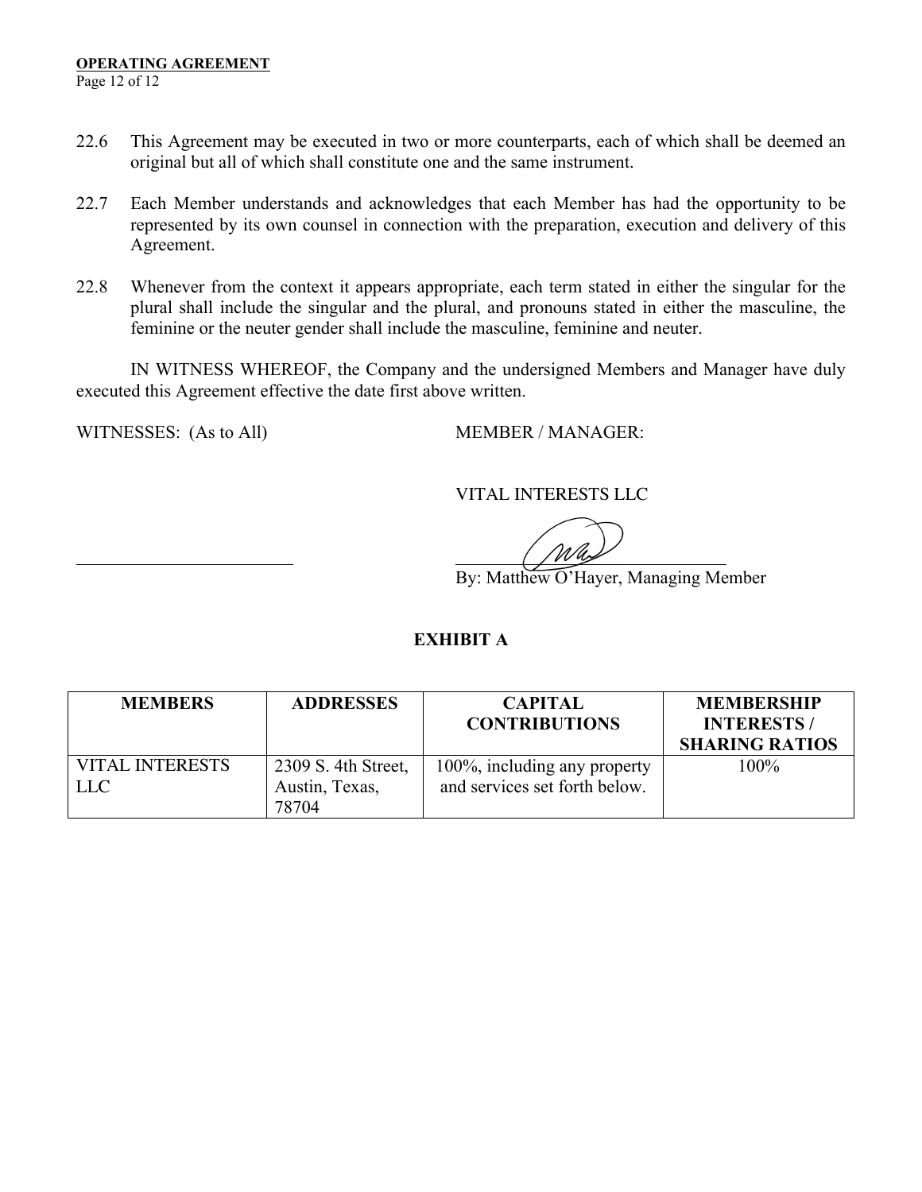22.6 This Agreement may be executed in two or more counterparts, each of which shall be deemed an original but all of which shall constitute one and the same instrument.

22.7 Each Member understands and acknowledges that each Member has had the opportunity to be represented by its own counsel in connection with the preparation, execution and delivery of this Agreement.

22.8 Whenever from the context it appears appropriate, each term stated in either the singular for the plural shall include the singular and the plural, and pronouns stated in either the masculine, the feminine or the neuter gender shall include the masculine, feminine and neuter.

IN WITNESS WHEREOF, the Company and the undersigned Members and Manager have duly executed this Agreement effective the date first above written.

WITNESSES: (As to All)

MEMBER / MANAGER:

VITAL INTERESTS LLC

_________________________

_________________________
By: Matthew O'Hayer, Managing Member

## EXHIBIT A

| MEMBERS | ADDRESSES | CAPITAL CONTRIBUTIONS | MEMBERSHIP INTERESTS / SHARING RATIOS |
|---|---|---|---|
| VITAL INTERESTS LLC | 2309 S. 4th Street, Austin, Texas, 78704 | 100%, including any property and services set forth below. | 100% |